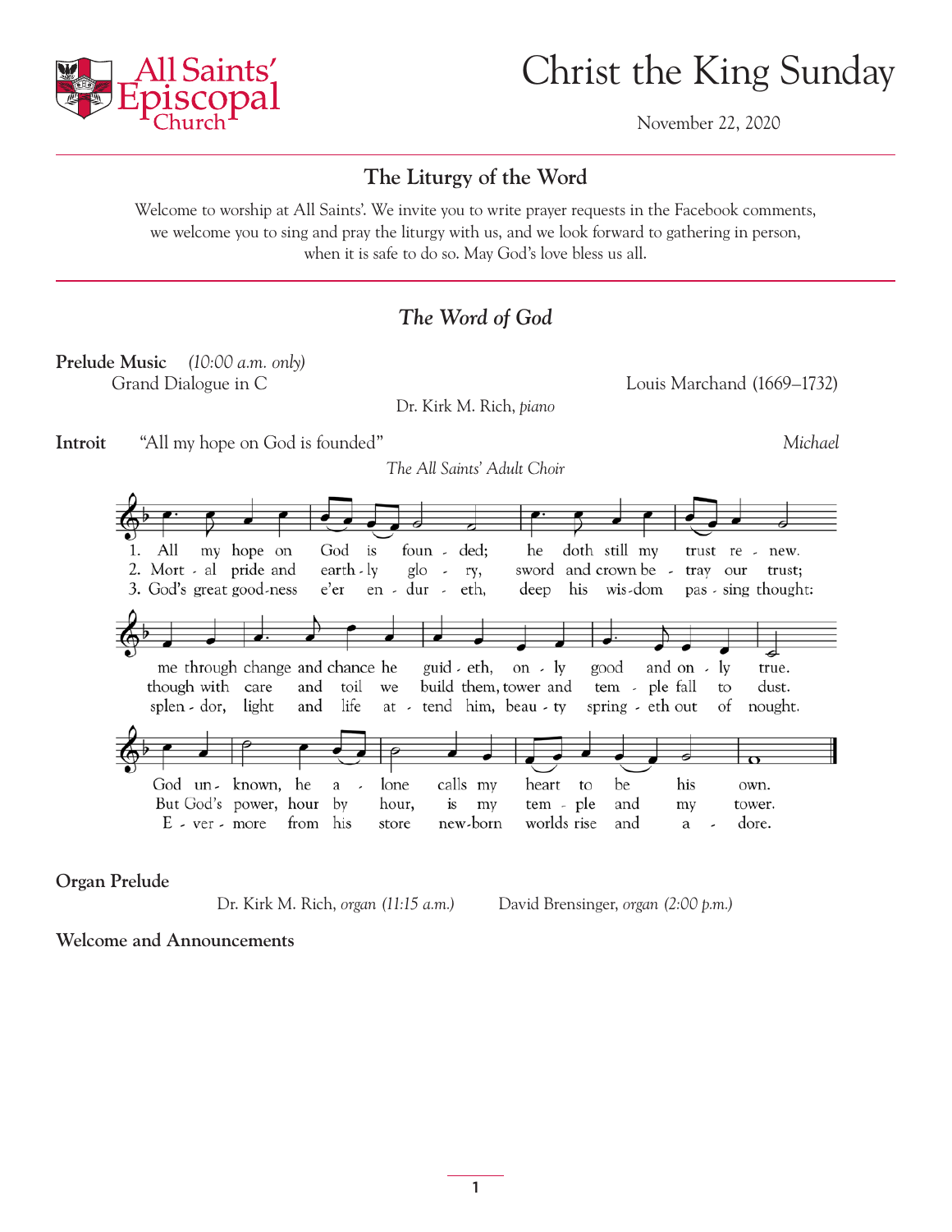All Saints' Episcopal Church

# Christ the King Sunday

November 22, 2020

## The Liturgy of the Word

Welcome to worship at All Saints'. We invite you to write prayer requests in the Facebook comments, we welcome you to sing and pray the liturgy with us, and we look forward to gathering in person, when it is safe to do so. May God's love bless us all.

## *The Word of God*

**Prelude Music** *(10:00 a.m. only)*

Grand Dialogue in C — Louis Marchand (1669–1732)

Dr. Kirk M. Rich, *piano*

**Introit** "All my hope on God is founded" — *Michael*

*The All Saints' Adult Choir*

1. All my hope on God is founded; he doth still my trust renew. Me through change and chance he guideth, only good and only true. God unknown, he alone calls my heart to be his own.
2. Mortal pride and earthly glory, sword and crown betray our trust; though with care and toil we build them, tower and temple fall to dust. But God's power, hour by hour, is my temple and my tower.
3. God's great goodness e'er endureth, deep his wisdom passing thought: splendor, light and life attend him, beauty springeth out of nought. Evermore from his store newborn worlds rise and adore.

**Organ Prelude**

Dr. Kirk M. Rich, *organ (11:15 a.m.)* — David Brensinger, *organ (2:00 p.m.)*

**Welcome and Announcements**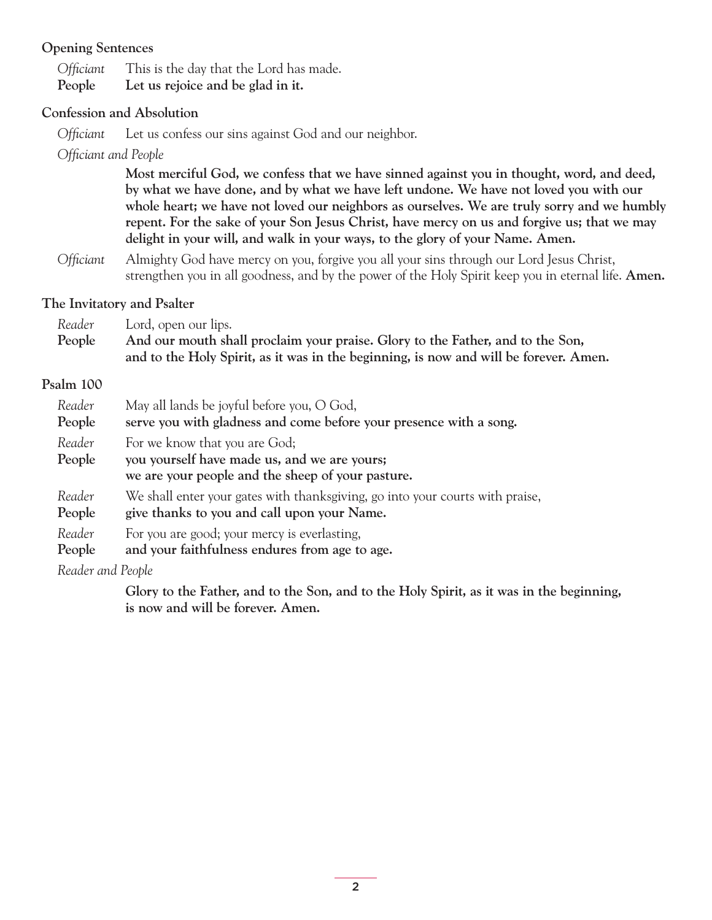### Opening Sentences

*Officiant* This is the day that the Lord has made.
**People** **Let us rejoice and be glad in it.**

### Confession and Absolution

*Officiant* Let us confess our sins against God and our neighbor.

*Officiant and People*

**Most merciful God, we confess that we have sinned against you in thought, word, and deed, by what we have done, and by what we have left undone. We have not loved you with our whole heart; we have not loved our neighbors as ourselves. We are truly sorry and we humbly repent. For the sake of your Son Jesus Christ, have mercy on us and forgive us; that we may delight in your will, and walk in your ways, to the glory of your Name. Amen.**

*Officiant* Almighty God have mercy on you, forgive you all your sins through our Lord Jesus Christ, strengthen you in all goodness, and by the power of the Holy Spirit keep you in eternal life. **Amen.**

### The Invitatory and Psalter

*Reader* Lord, open our lips.
**People** **And our mouth shall proclaim your praise. Glory to the Father, and to the Son, and to the Holy Spirit, as it was in the beginning, is now and will be forever. Amen.**

### Psalm 100

*Reader* May all lands be joyful before you, O God,
**People** **serve you with gladness and come before your presence with a song.**

*Reader* For we know that you are God;
**People** **you yourself have made us, and we are yours;**
**we are your people and the sheep of your pasture.**

*Reader* We shall enter your gates with thanksgiving, go into your courts with praise,
**People** **give thanks to you and call upon your Name.**

*Reader* For you are good; your mercy is everlasting,
**People** **and your faithfulness endures from age to age.**

*Reader and People*

**Glory to the Father, and to the Son, and to the Holy Spirit, as it was in the beginning, is now and will be forever. Amen.**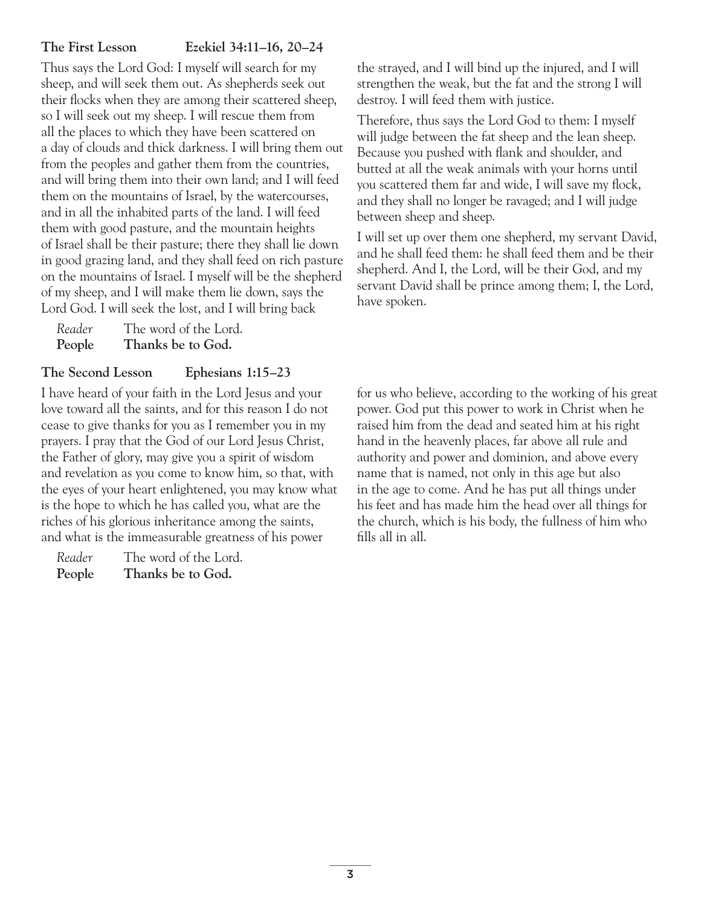**The First Lesson Ezekiel 34:11–16, 20–24**

Thus says the Lord God: I myself will search for my sheep, and will seek them out. As shepherds seek out their flocks when they are among their scattered sheep, so I will seek out my sheep. I will rescue them from all the places to which they have been scattered on a day of clouds and thick darkness. I will bring them out from the peoples and gather them from the countries, and will bring them into their own land; and I will feed them on the mountains of Israel, by the watercourses, and in all the inhabited parts of the land. I will feed them with good pasture, and the mountain heights of Israel shall be their pasture; there they shall lie down in good grazing land, and they shall feed on rich pasture on the mountains of Israel. I myself will be the shepherd of my sheep, and I will make them lie down, says the Lord God. I will seek the lost, and I will bring back the strayed, and I will bind up the injured, and I will strengthen the weak, but the fat and the strong I will destroy. I will feed them with justice.

Therefore, thus says the Lord God to them: I myself will judge between the fat sheep and the lean sheep. Because you pushed with flank and shoulder, and butted at all the weak animals with your horns until you scattered them far and wide, I will save my flock, and they shall no longer be ravaged; and I will judge between sheep and sheep.

I will set up over them one shepherd, my servant David, and he shall feed them: he shall feed them and be their shepherd. And I, the Lord, will be their God, and my servant David shall be prince among them; I, the Lord, have spoken.

*Reader* The word of the Lord.
**People Thanks be to God.**

**The Second Lesson Ephesians 1:15–23**

I have heard of your faith in the Lord Jesus and your love toward all the saints, and for this reason I do not cease to give thanks for you as I remember you in my prayers. I pray that the God of our Lord Jesus Christ, the Father of glory, may give you a spirit of wisdom and revelation as you come to know him, so that, with the eyes of your heart enlightened, you may know what is the hope to which he has called you, what are the riches of his glorious inheritance among the saints, and what is the immeasurable greatness of his power for us who believe, according to the working of his great power. God put this power to work in Christ when he raised him from the dead and seated him at his right hand in the heavenly places, far above all rule and authority and power and dominion, and above every name that is named, not only in this age but also in the age to come. And he has put all things under his feet and has made him the head over all things for the church, which is his body, the fullness of him who fills all in all.

*Reader* The word of the Lord.
**People Thanks be to God.**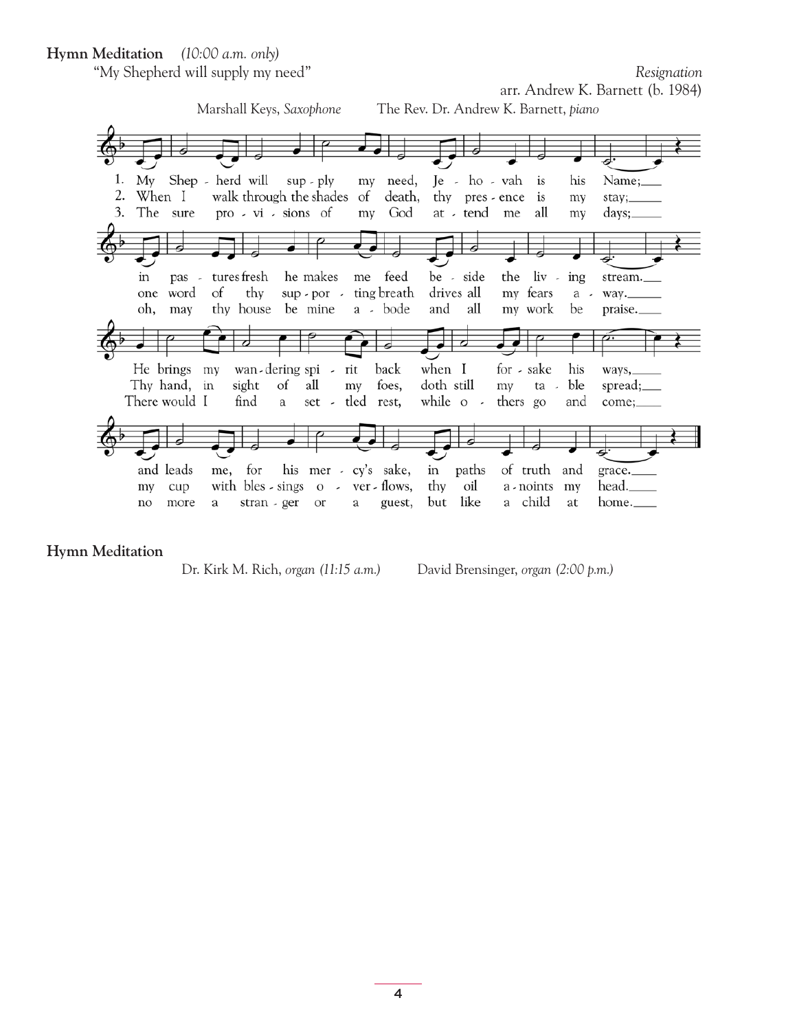**Hymn Meditation** *(10:00 a.m. only)*

"My Shepherd will supply my need" — *Resignation*

arr. Andrew K. Barnett (b. 1984)

Marshall Keys, *Saxophone* The Rev. Dr. Andrew K. Barnett, *piano*

1. My Shepherd will supply my need, Jehovah is his Name;
in pastures fresh he makes me feed beside the living stream.
He brings my wandering spirit back when I forsake his ways,
and leads me, for his mercy's sake, in paths of truth and grace.

2. When I walk through the shades of death, thy presence is my stay;
one word of thy supporting breath drives all my fears away.
Thy hand, in sight of all my foes, doth still my table spread;
my cup with blessings overflows, thy oil anoints my head.

3. The sure provisions of my God attend me all my days;
oh, may thy house be mine abode and all my work be praise.
There would I find a settled rest, while others go and come;
no more a stranger or a guest, but like a child at home.

**Hymn Meditation**

Dr. Kirk M. Rich, *organ (11:15 a.m.)* David Brensinger, *organ (2:00 p.m.)*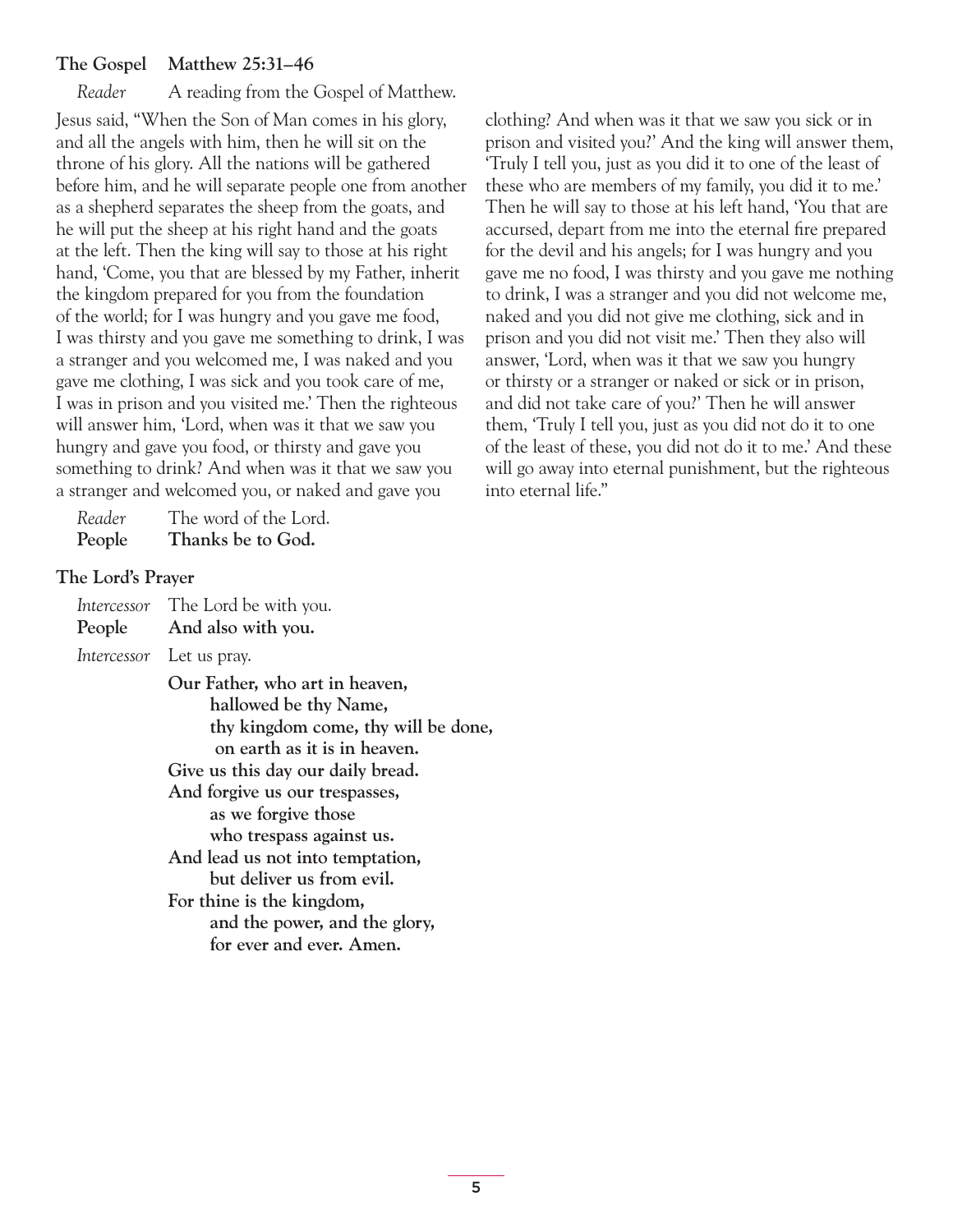**The Gospel  Matthew 25:31–46**

*Reader*  A reading from the Gospel of Matthew.

Jesus said, "When the Son of Man comes in his glory, and all the angels with him, then he will sit on the throne of his glory. All the nations will be gathered before him, and he will separate people one from another as a shepherd separates the sheep from the goats, and he will put the sheep at his right hand and the goats at the left. Then the king will say to those at his right hand, 'Come, you that are blessed by my Father, inherit the kingdom prepared for you from the foundation of the world; for I was hungry and you gave me food, I was thirsty and you gave me something to drink, I was a stranger and you welcomed me, I was naked and you gave me clothing, I was sick and you took care of me, I was in prison and you visited me.' Then the righteous will answer him, 'Lord, when was it that we saw you hungry and gave you food, or thirsty and gave you something to drink? And when was it that we saw you a stranger and welcomed you, or naked and gave you clothing? And when was it that we saw you sick or in prison and visited you?' And the king will answer them, 'Truly I tell you, just as you did it to one of the least of these who are members of my family, you did it to me.' Then he will say to those at his left hand, 'You that are accursed, depart from me into the eternal fire prepared for the devil and his angels; for I was hungry and you gave me no food, I was thirsty and you gave me nothing to drink, I was a stranger and you did not welcome me, naked and you did not give me clothing, sick and in prison and you did not visit me.' Then they also will answer, 'Lord, when was it that we saw you hungry or thirsty or a stranger or naked or sick or in prison, and did not take care of you?' Then he will answer them, 'Truly I tell you, just as you did not do it to one of the least of these, you did not do it to me.' And these will go away into eternal punishment, but the righteous into eternal life."

*Reader*  The word of the Lord.
**People  Thanks be to God.**

**The Lord's Prayer**

*Intercessor*  The Lord be with you.
**People  And also with you.**

*Intercessor*  Let us pray.

**Our Father, who art in heaven,**
**hallowed be thy Name,**
**thy kingdom come, thy will be done,**
**on earth as it is in heaven.**
**Give us this day our daily bread.**
**And forgive us our trespasses,**
**as we forgive those**
**who trespass against us.**
**And lead us not into temptation,**
**but deliver us from evil.**
**For thine is the kingdom,**
**and the power, and the glory,**
**for ever and ever. Amen.**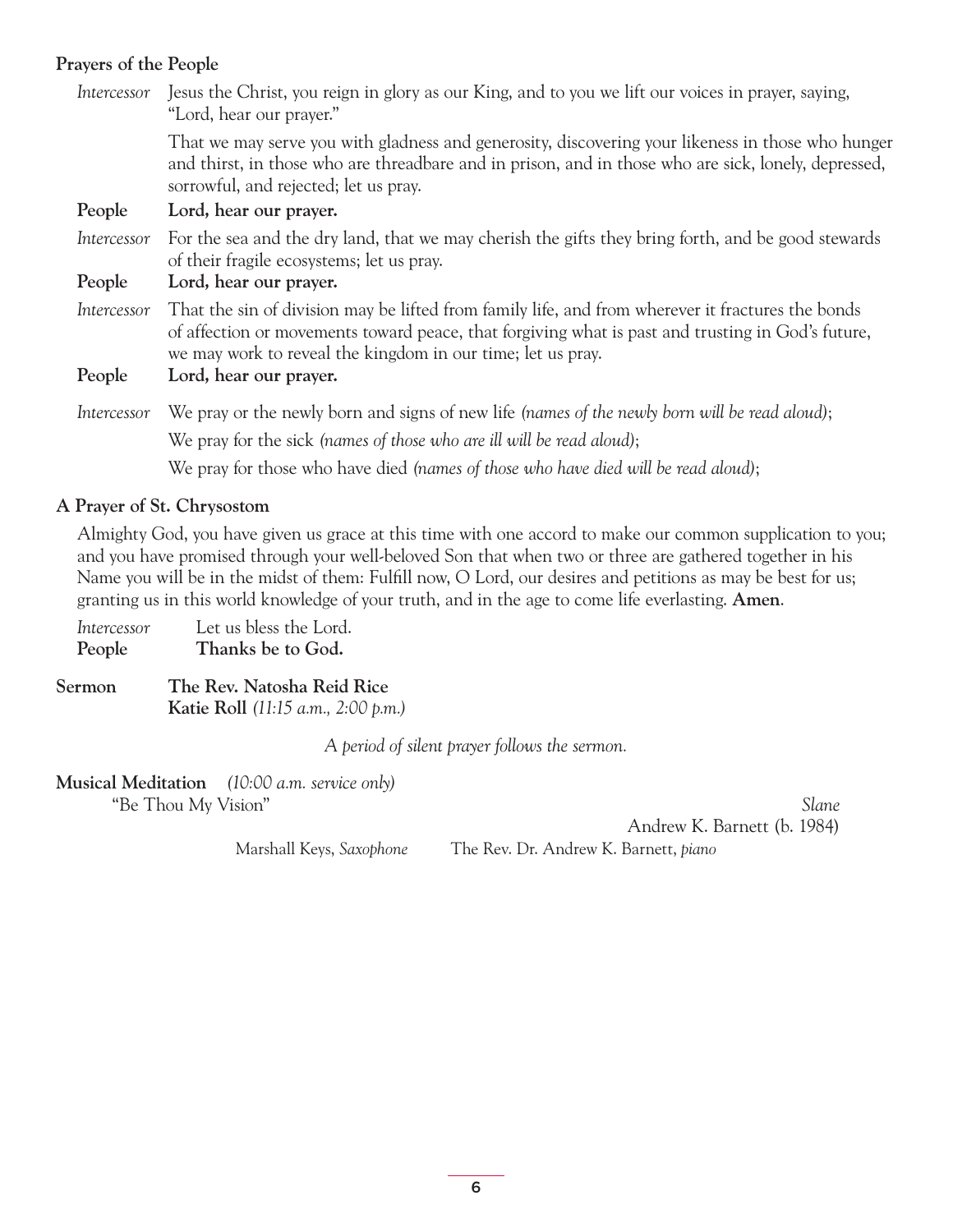**Prayers of the People**

*Intercessor* Jesus the Christ, you reign in glory as our King, and to you we lift our voices in prayer, saying, "Lord, hear our prayer."

That we may serve you with gladness and generosity, discovering your likeness in those who hunger and thirst, in those who are threadbare and in prison, and in those who are sick, lonely, depressed, sorrowful, and rejected; let us pray.

**People** **Lord, hear our prayer.**

*Intercessor* For the sea and the dry land, that we may cherish the gifts they bring forth, and be good stewards of their fragile ecosystems; let us pray.

**People** **Lord, hear our prayer.**

*Intercessor* That the sin of division may be lifted from family life, and from wherever it fractures the bonds of affection or movements toward peace, that forgiving what is past and trusting in God's future, we may work to reveal the kingdom in our time; let us pray.

**People** **Lord, hear our prayer.**

*Intercessor* We pray or the newly born and signs of new life *(names of the newly born will be read aloud)*;

We pray for the sick *(names of those who are ill will be read aloud)*;

We pray for those who have died *(names of those who have died will be read aloud)*;

**A Prayer of St. Chrysostom**

Almighty God, you have given us grace at this time with one accord to make our common supplication to you; and you have promised through your well-beloved Son that when two or three are gathered together in his Name you will be in the midst of them: Fulfill now, O Lord, our desires and petitions as may be best for us; granting us in this world knowledge of your truth, and in the age to come life everlasting. **Amen**.

*Intercessor* Let us bless the Lord.

**People** **Thanks be to God.**

**Sermon** **The Rev. Natosha Reid Rice**
**Katie Roll** *(11:15 a.m., 2:00 p.m.)*

*A period of silent prayer follows the sermon.*

**Musical Meditation** *(10:00 a.m. service only)*

"Be Thou My Vision" *Slane*

Andrew K. Barnett (b. 1984)

Marshall Keys, *Saxophone* The Rev. Dr. Andrew K. Barnett, *piano*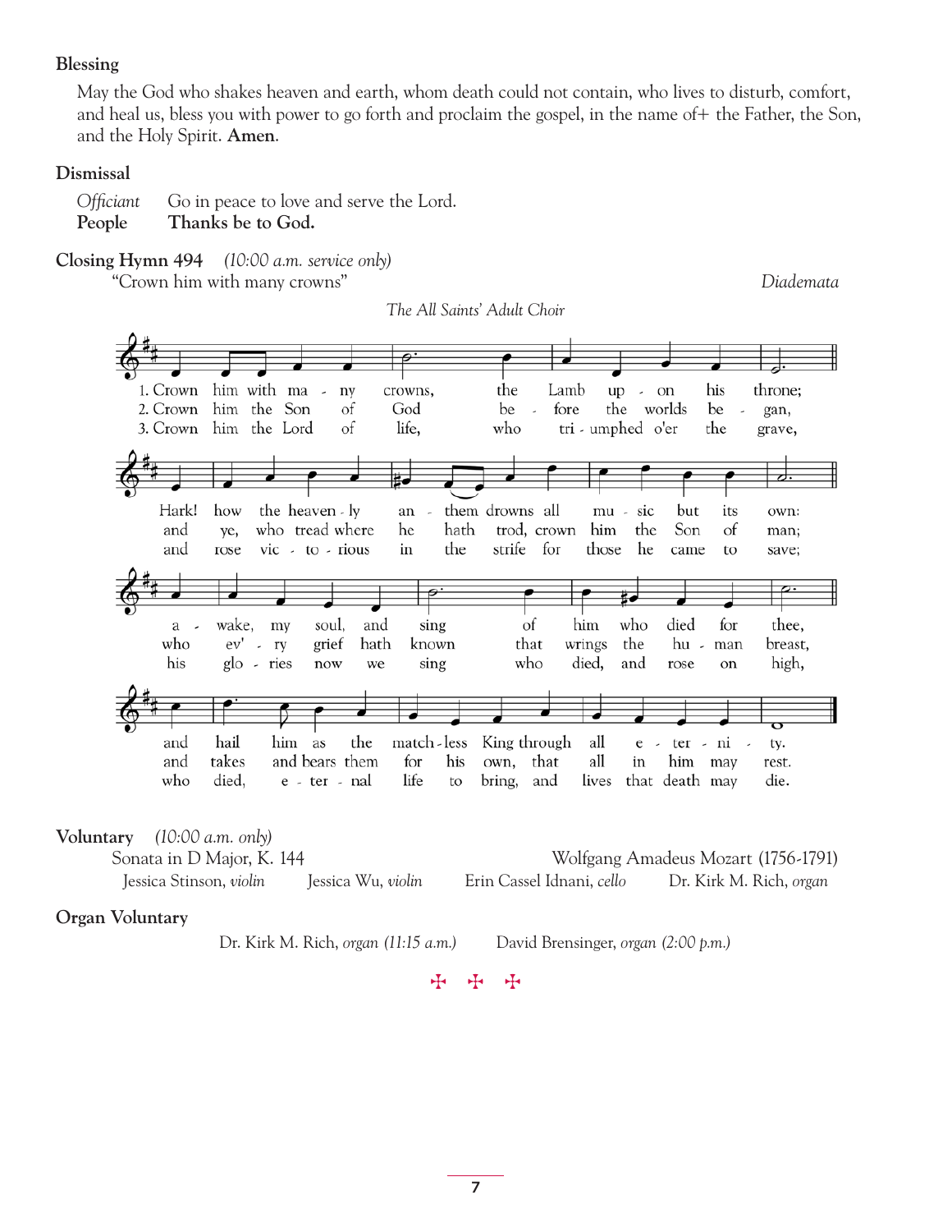### Blessing

May the God who shakes heaven and earth, whom death could not contain, who lives to disturb, comfort, and heal us, bless you with power to go forth and proclaim the gospel, in the name of+ the Father, the Son, and the Holy Spirit. **Amen**.

### Dismissal

*Officiant* Go in peace to love and serve the Lord.
**People** **Thanks be to God.**

### Closing Hymn 494 *(10:00 a.m. service only)*

"Crown him with many crowns" *Diademata*

*The All Saints' Adult Choir*

1. Crown him with many crowns, the Lamb upon his throne; Hark! how the heavenly anthem drowns all music but its own: awake, my soul, and sing of him who died for thee, and hail him as thy matchless King through all eternity.
2. Crown him the Son of God before the worlds began, and ye, who tread where he hath trod, crown him the Son of man; who every grief hath known that wrings the human breast, and takes and bears them for his own, that all in him may rest.
3. Crown him the Lord of life, who triumphed o'er the grave, and rose victorious in the strife for those he came to save; his glories now we sing who died, and rose on high, who died, eternal life to bring, and lives that death may die.

### Voluntary *(10:00 a.m. only)*

Sonata in D Major, K. 144 — Wolfgang Amadeus Mozart (1756-1791)

Jessica Stinson, *violin* Jessica Wu, *violin* Erin Cassel Idnani, *cello* Dr. Kirk M. Rich, *organ*

### Organ Voluntary

Dr. Kirk M. Rich, *organ (11:15 a.m.)* David Brensinger, *organ (2:00 p.m.)*

✠ ✠ ✠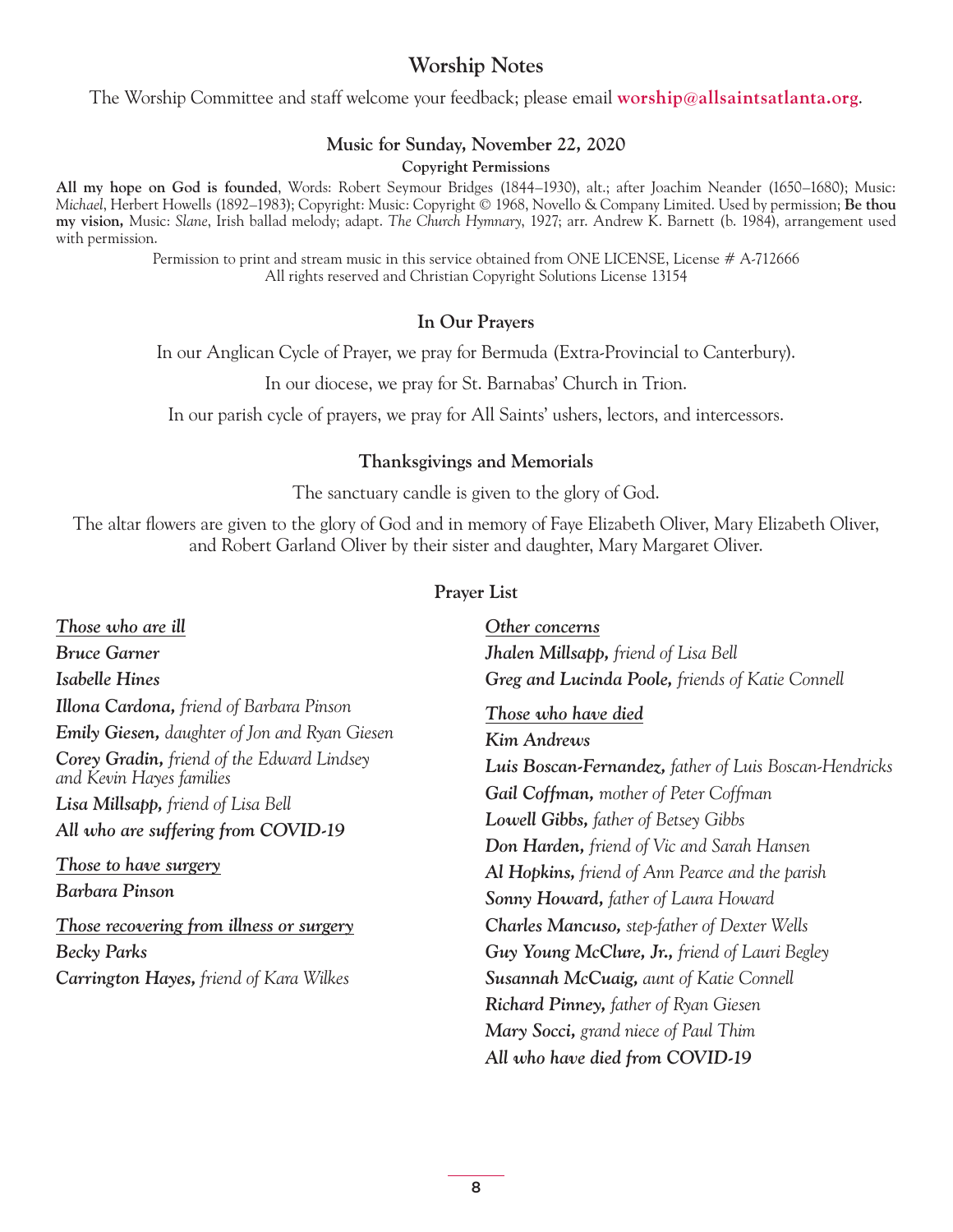## Worship Notes

The Worship Committee and staff welcome your feedback; please email **worship@allsaintsatlanta.org**.

### Music for Sunday, November 22, 2020

**Copyright Permissions**

**All my hope on God is founded**, Words: Robert Seymour Bridges (1844–1930), alt.; after Joachim Neander (1650–1680); Music: *Michael*, Herbert Howells (1892–1983); Copyright: Music: Copyright © 1968, Novello & Company Limited. Used by permission; **Be thou my vision,** Music: *Slane*, Irish ballad melody; adapt. *The Church Hymnary*, 1927; arr. Andrew K. Barnett (b. 1984), arrangement used with permission.

Permission to print and stream music in this service obtained from ONE LICENSE, License # A-712666
All rights reserved and Christian Copyright Solutions License 13154

### In Our Prayers

In our Anglican Cycle of Prayer, we pray for Bermuda (Extra-Provincial to Canterbury).

In our diocese, we pray for St. Barnabas' Church in Trion.

In our parish cycle of prayers, we pray for All Saints' ushers, lectors, and intercessors.

### Thanksgivings and Memorials

The sanctuary candle is given to the glory of God.

The altar flowers are given to the glory of God and in memory of Faye Elizabeth Oliver, Mary Elizabeth Oliver, and Robert Garland Oliver by their sister and daughter, Mary Margaret Oliver.

### Prayer List

***Those who are ill***

***Bruce Garner***

***Isabelle Hines***

***Illona Cardona,*** *friend of Barbara Pinson*

***Emily Giesen,*** *daughter of Jon and Ryan Giesen*

***Corey Gradin,*** *friend of the Edward Lindsey and Kevin Hayes families*

***Lisa Millsapp,*** *friend of Lisa Bell*

***All who are suffering from COVID-19***

***Those to have surgery***

***Barbara Pinson***

***Those recovering from illness or surgery***

***Becky Parks***

***Carrington Hayes,*** *friend of Kara Wilkes*

***Other concerns***

***Jhalen Millsapp,*** *friend of Lisa Bell*

***Greg and Lucinda Poole,*** *friends of Katie Connell*

***Those who have died***

***Kim Andrews***

***Luis Boscan-Fernandez,*** *father of Luis Boscan-Hendricks*

***Gail Coffman,*** *mother of Peter Coffman*

***Lowell Gibbs,*** *father of Betsey Gibbs*

***Don Harden,*** *friend of Vic and Sarah Hansen*

***Al Hopkins,*** *friend of Ann Pearce and the parish*

***Sonny Howard,*** *father of Laura Howard*

***Charles Mancuso,*** *step-father of Dexter Wells*

***Guy Young McClure, Jr.,*** *friend of Lauri Begley*

***Susannah McCuaig,*** *aunt of Katie Connell*

***Richard Pinney,*** *father of Ryan Giesen*

***Mary Socci,*** *grand niece of Paul Thim*

***All who have died from COVID-19***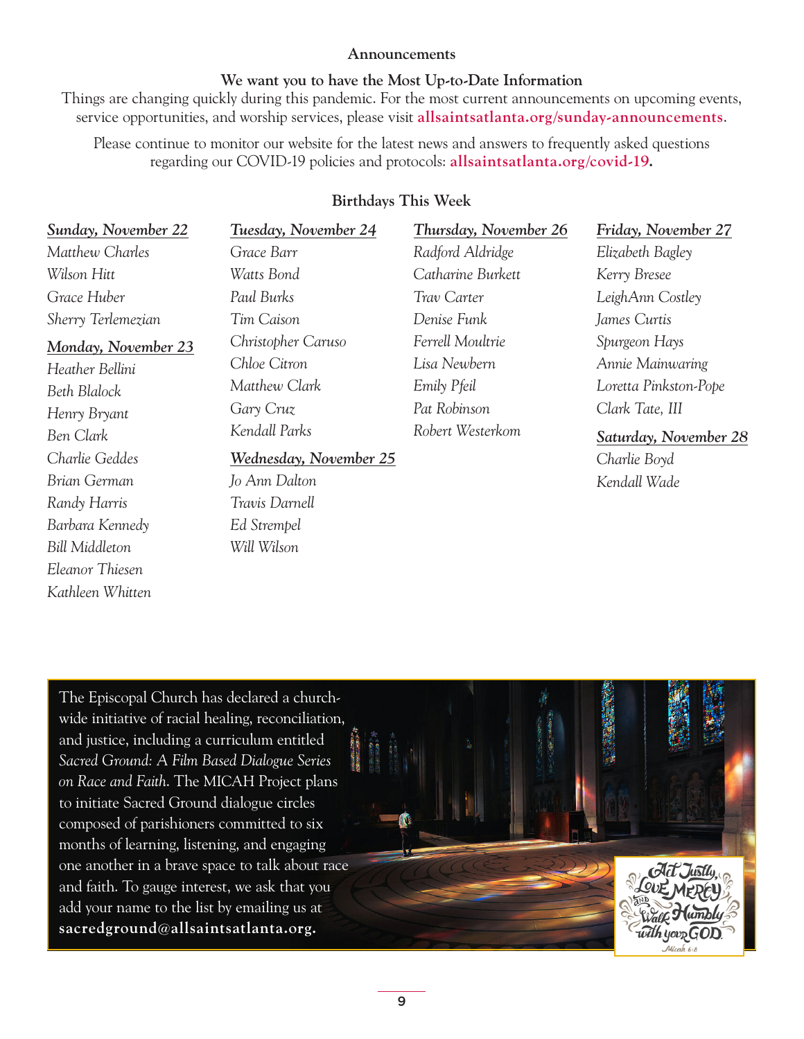## Announcements

### We want you to have the Most Up-to-Date Information

Things are changing quickly during this pandemic. For the most current announcements on upcoming events, service opportunities, and worship services, please visit **allsaintsatlanta.org/sunday-announcements**.

Please continue to monitor our website for the latest news and answers to frequently asked questions regarding our COVID-19 policies and protocols: **allsaintsatlanta.org/covid-19.**

### Birthdays This Week

***Sunday, November 22***

*Matthew Charles*
*Wilson Hitt*
*Grace Huber*
*Sherry Terlemezian*

***Monday, November 23***

*Heather Bellini*
*Beth Blalock*
*Henry Bryant*
*Ben Clark*
*Charlie Geddes*
*Brian German*
*Randy Harris*
*Barbara Kennedy*
*Bill Middleton*
*Eleanor Thiesen*
*Kathleen Whitten*

***Tuesday, November 24***

*Grace Barr*
*Watts Bond*
*Paul Burks*
*Tim Caison*
*Christopher Caruso*
*Chloe Citron*
*Matthew Clark*
*Gary Cruz*
*Kendall Parks*

***Wednesday, November 25***

*Jo Ann Dalton*
*Travis Darnell*
*Ed Strempel*
*Will Wilson*

***Thursday, November 26***

*Radford Aldridge*
*Catharine Burkett*
*Trav Carter*
*Denise Funk*
*Ferrell Moultrie*
*Lisa Newbern*
*Emily Pfeil*
*Pat Robinson*
*Robert Westerkom*

***Friday, November 27***

*Elizabeth Bagley*
*Kerry Bresee*
*LeighAnn Costley*
*James Curtis*
*Spurgeon Hays*
*Annie Mainwaring*
*Loretta Pinkston-Pope*
*Clark Tate, III*

***Saturday, November 28***

*Charlie Boyd*
*Kendall Wade*

The Episcopal Church has declared a church-wide initiative of racial healing, reconciliation, and justice, including a curriculum entitled *Sacred Ground: A Film Based Dialogue Series on Race and Faith*. The MICAH Project plans to initiate Sacred Ground dialogue circles composed of parishioners committed to six months of learning, listening, and engaging one another in a brave space to talk about race and faith. To gauge interest, we ask that you add your name to the list by emailing us at **sacredground@allsaintsatlanta.org.**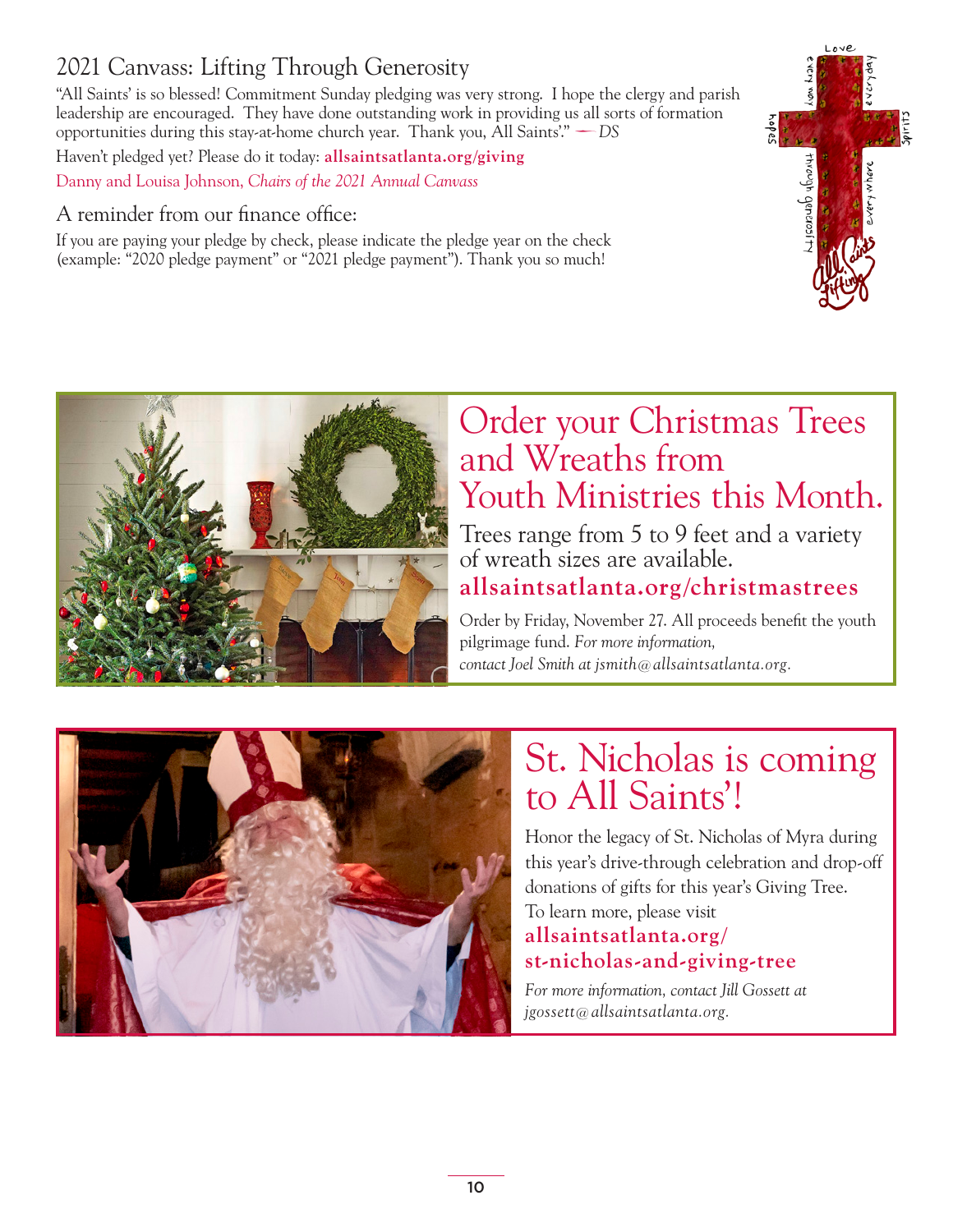## 2021 Canvass: Lifting Through Generosity

"All Saints' is so blessed! Commitment Sunday pledging was very strong. I hope the clergy and parish leadership are encouraged. They have done outstanding work in providing us all sorts of formation opportunities during this stay-at-home church year. Thank you, All Saints'." — *DS*

Haven't pledged yet? Please do it today: **allsaintsatlanta.org/giving**

Danny and Louisa Johnson, *Chairs of the 2021 Annual Canvass*

### A reminder from our finance office:

If you are paying your pledge by check, please indicate the pledge year on the check (example: "2020 pledge payment" or "2021 pledge payment"). Thank you so much!

## Order your Christmas Trees and Wreaths from Youth Ministries this Month.

Trees range from 5 to 9 feet and a variety of wreath sizes are available.

**allsaintsatlanta.org/christmastrees**

Order by Friday, November 27. All proceeds benefit the youth pilgrimage fund. *For more information, contact Joel Smith at jsmith@allsaintsatlanta.org.*

## St. Nicholas is coming to All Saints'!

Honor the legacy of St. Nicholas of Myra during this year's drive-through celebration and drop-off donations of gifts for this year's Giving Tree. To learn more, please visit **allsaintsatlanta.org/st-nicholas-and-giving-tree**

*For more information, contact Jill Gossett at jgossett@allsaintsatlanta.org.*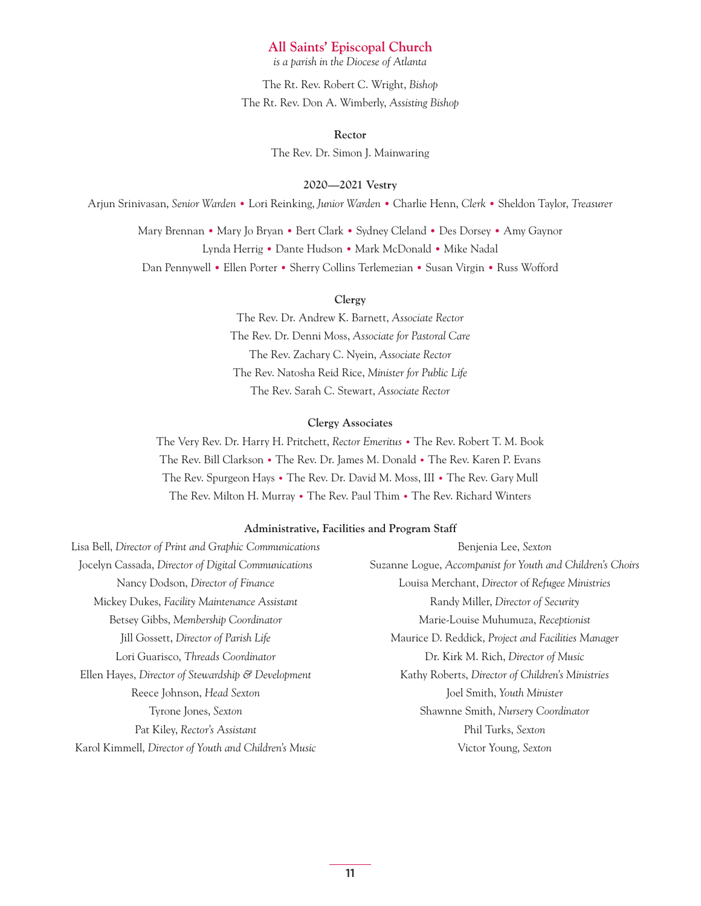# All Saints' Episcopal Church

*is a parish in the Diocese of Atlanta*

The Rt. Rev. Robert C. Wright, *Bishop*
The Rt. Rev. Don A. Wimberly, *Assisting Bishop*

**Rector**

The Rev. Dr. Simon J. Mainwaring

**2020—2021 Vestry**

Arjun Srinivasan, *Senior Warden* • Lori Reinking, *Junior Warden* • Charlie Henn, *Clerk* • Sheldon Taylor, *Treasurer*

Mary Brennan • Mary Jo Bryan • Bert Clark • Sydney Cleland • Des Dorsey • Amy Gaynor
Lynda Herrig • Dante Hudson • Mark McDonald • Mike Nadal
Dan Pennywell • Ellen Porter • Sherry Collins Terlemezian • Susan Virgin • Russ Wofford

**Clergy**

The Rev. Dr. Andrew K. Barnett, *Associate Rector*
The Rev. Dr. Denni Moss, *Associate for Pastoral Care*
The Rev. Zachary C. Nyein, *Associate Rector*
The Rev. Natosha Reid Rice, *Minister for Public Life*
The Rev. Sarah C. Stewart, *Associate Rector*

**Clergy Associates**

The Very Rev. Dr. Harry H. Pritchett, *Rector Emeritus* • The Rev. Robert T. M. Book
The Rev. Bill Clarkson • The Rev. Dr. James M. Donald • The Rev. Karen P. Evans
The Rev. Spurgeon Hays • The Rev. Dr. David M. Moss, III • The Rev. Gary Mull
The Rev. Milton H. Murray • The Rev. Paul Thim • The Rev. Richard Winters

**Administrative, Facilities and Program Staff**

Lisa Bell, *Director of Print and Graphic Communications*
Jocelyn Cassada, *Director of Digital Communications*
Nancy Dodson, *Director of Finance*
Mickey Dukes, *Facility Maintenance Assistant*
Betsey Gibbs, *Membership Coordinator*
Jill Gossett, *Director of Parish Life*
Lori Guarisco, *Threads Coordinator*
Ellen Hayes, *Director of Stewardship & Development*
Reece Johnson, *Head Sexton*
Tyrone Jones, *Sexton*
Pat Kiley, *Rector's Assistant*
Karol Kimmell, *Director of Youth and Children's Music*
Benjenia Lee, *Sexton*
Suzanne Logue, *Accompanist for Youth and Children's Choirs*
Louisa Merchant, *Director of Refugee Ministries*
Randy Miller, *Director of Security*
Marie-Louise Muhumuza, *Receptionist*
Maurice D. Reddick, *Project and Facilities Manager*
Dr. Kirk M. Rich, *Director of Music*
Kathy Roberts, *Director of Children's Ministries*
Joel Smith, *Youth Minister*
Shawnne Smith, *Nursery Coordinator*
Phil Turks, *Sexton*
Victor Young, *Sexton*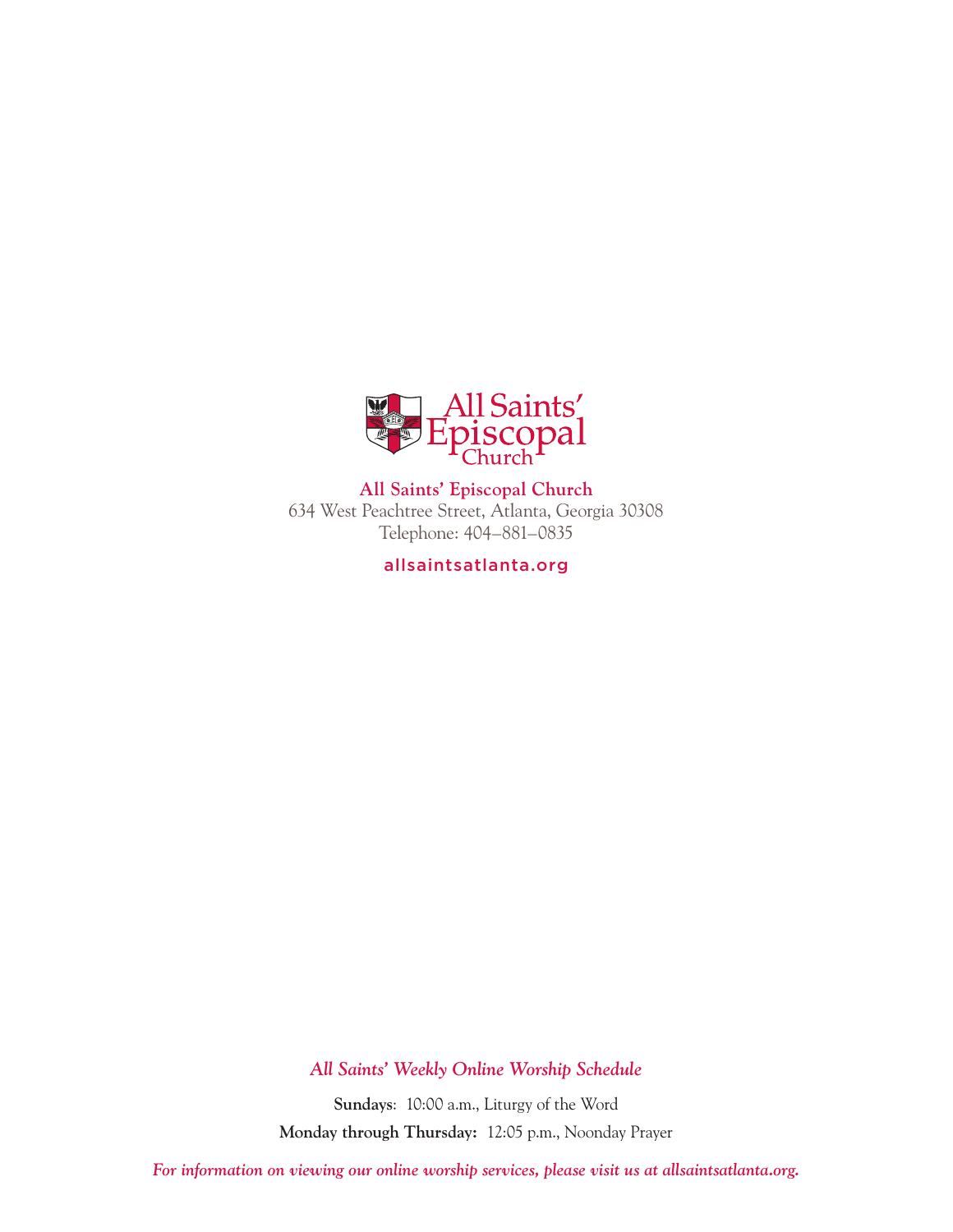All Saints' Episcopal Church

**All Saints' Episcopal Church**
634 West Peachtree Street, Atlanta, Georgia 30308
Telephone: 404–881–0835

allsaintsatlanta.org

***All Saints' Weekly Online Worship Schedule***

**Sundays**: 10:00 a.m., Liturgy of the Word

**Monday through Thursday:** 12:05 p.m., Noonday Prayer

***For information on viewing our online worship services, please visit us at allsaintsatlanta.org.***